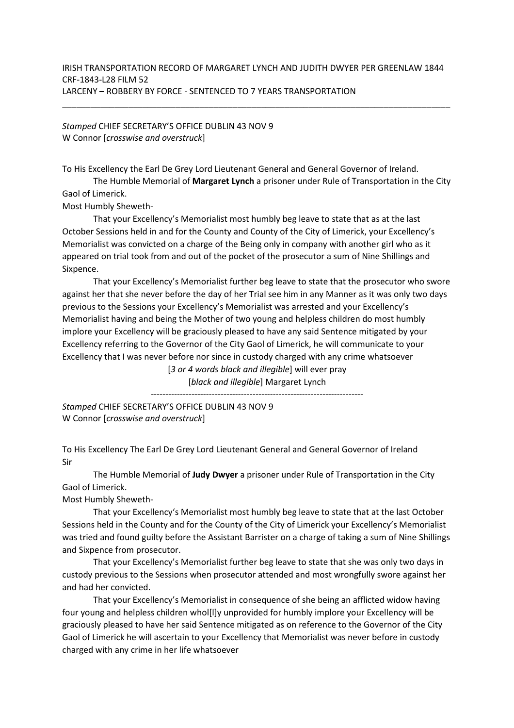IRISH TRANSPORTATION RECORD OF MARGARET LYNCH AND JUDITH DWYER PER GREENLAW 1844
CRF-1843-L28 FILM 52
LARCENY – ROBBERY BY FORCE - SENTENCED TO 7 YEARS TRANSPORTATION

---

*Stamped* CHIEF SECRETARY'S OFFICE DUBLIN 43 NOV 9
W Connor [*crosswise and overstruck*]

To His Excellency the Earl De Grey Lord Lieutenant General and General Governor of Ireland.

The Humble Memorial of **Margaret Lynch** a prisoner under Rule of Transportation in the City Gaol of Limerick.

Most Humbly Sheweth-

That your Excellency's Memorialist most humbly beg leave to state that as at the last October Sessions held in and for the County and County of the City of Limerick, your Excellency's Memorialist was convicted on a charge of the Being only in company with another girl who as it appeared on trial took from and out of the pocket of the prosecutor a sum of Nine Shillings and Sixpence.

That your Excellency's Memorialist further beg leave to state that the prosecutor who swore against her that she never before the day of her Trial see him in any Manner as it was only two days previous to the Sessions your Excellency's Memorialist was arrested and your Excellency's Memorialist having and being the Mother of two young and helpless children do most humbly implore your Excellency will be graciously pleased to have any said Sentence mitigated by your Excellency referring to the Governor of the City Gaol of Limerick, he will communicate to your Excellency that I was never before nor since in custody charged with any crime whatsoever

[*3 or 4 words black and illegible*] will ever pray

[*black and illegible*] Margaret Lynch

---

*Stamped* CHIEF SECRETARY'S OFFICE DUBLIN 43 NOV 9
W Connor [*crosswise and overstruck*]

To His Excellency The Earl De Grey Lord Lieutenant General and General Governor of Ireland
Sir

The Humble Memorial of **Judy Dwyer** a prisoner under Rule of Transportation in the City Gaol of Limerick.

Most Humbly Sheweth-

That your Excellency's Memorialist most humbly beg leave to state that at the last October Sessions held in the County and for the County of the City of Limerick your Excellency's Memorialist was tried and found guilty before the Assistant Barrister on a charge of taking a sum of Nine Shillings and Sixpence from prosecutor.

That your Excellency's Memorialist further beg leave to state that she was only two days in custody previous to the Sessions when prosecutor attended and most wrongfully swore against her and had her convicted.

That your Excellency's Memorialist in consequence of she being an afflicted widow having four young and helpless children whol[l]y unprovided for humbly implore your Excellency will be graciously pleased to have her said Sentence mitigated as on reference to the Governor of the City Gaol of Limerick he will ascertain to your Excellency that Memorialist was never before in custody charged with any crime in her life whatsoever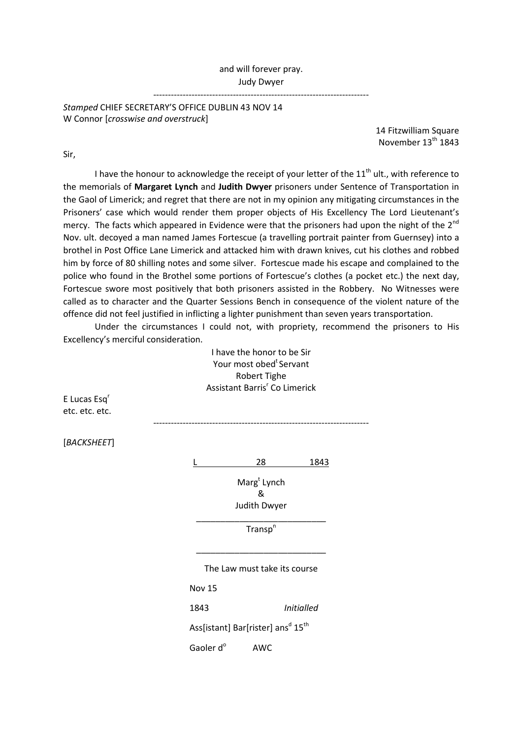and will forever pray.
Judy Dwyer

------------------------------------------------------------------------

*Stamped* CHIEF SECRETARY'S OFFICE DUBLIN 43 NOV 14
W Connor [*crosswise and overstruck*]

14 Fitzwilliam Square
November 13th 1843

Sir,

I have the honour to acknowledge the receipt of your letter of the 11th ult., with reference to the memorials of **Margaret Lynch** and **Judith Dwyer** prisoners under Sentence of Transportation in the Gaol of Limerick; and regret that there are not in my opinion any mitigating circumstances in the Prisoners' case which would render them proper objects of His Excellency The Lord Lieutenant's mercy. The facts which appeared in Evidence were that the prisoners had upon the night of the 2nd Nov. ult. decoyed a man named James Fortescue (a travelling portrait painter from Guernsey) into a brothel in Post Office Lane Limerick and attacked him with drawn knives, cut his clothes and robbed him by force of 80 shilling notes and some silver. Fortescue made his escape and complained to the police who found in the Brothel some portions of Fortescue's clothes (a pocket etc.) the next day, Fortescue swore most positively that both prisoners assisted in the Robbery. No Witnesses were called as to character and the Quarter Sessions Bench in consequence of the violent nature of the offence did not feel justified in inflicting a lighter punishment than seven years transportation.

Under the circumstances I could not, with propriety, recommend the prisoners to His Excellency's merciful consideration.

I have the honor to be Sir
Your most obedt Servant
Robert Tighe
Assistant Barristr Co Limerick

E Lucas Esqr
etc. etc. etc.

------------------------------------------------------------------------

[*BACKSHEET*]

L 28 1843

Margt Lynch
&
Judith Dwyer

Transpn

The Law must take its course

Nov 15

1843 *Initialled*

Ass[istant] Bar[rister] ansd 15th

Gaoler do AWC